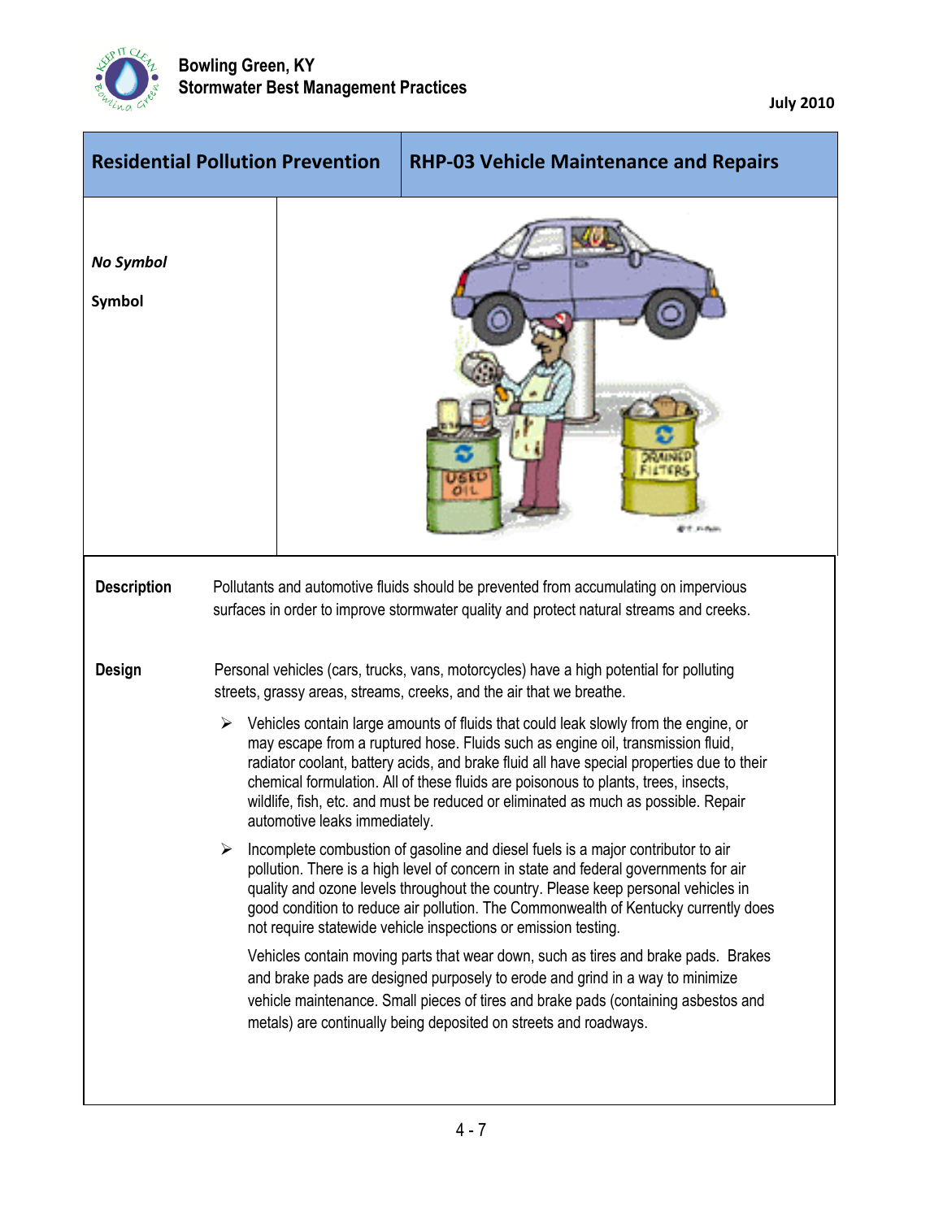| Residential Pollution Prevention | RHP-03 Vehicle Maintenance and Repairs |
|---|---|
| ***No Symbol*** <br><br> **Symbol** | |

**Description**

Pollutants and automotive fluids should be prevented from accumulating on impervious surfaces in order to improve stormwater quality and protect natural streams and creeks.

**Design**

Personal vehicles (cars, trucks, vans, motorcycles) have a high potential for polluting streets, grassy areas, streams, creeks, and the air that we breathe.

- Vehicles contain large amounts of fluids that could leak slowly from the engine, or may escape from a ruptured hose. Fluids such as engine oil, transmission fluid, radiator coolant, battery acids, and brake fluid all have special properties due to their chemical formulation. All of these fluids are poisonous to plants, trees, insects, wildlife, fish, etc. and must be reduced or eliminated as much as possible. Repair automotive leaks immediately.

- Incomplete combustion of gasoline and diesel fuels is a major contributor to air pollution. There is a high level of concern in state and federal governments for air quality and ozone levels throughout the country. Please keep personal vehicles in good condition to reduce air pollution. The Commonwealth of Kentucky currently does not require statewide vehicle inspections or emission testing.

  Vehicles contain moving parts that wear down, such as tires and brake pads. Brakes and brake pads are designed purposely to erode and grind in a way to minimize vehicle maintenance. Small pieces of tires and brake pads (containing asbestos and metals) are continually being deposited on streets and roadways.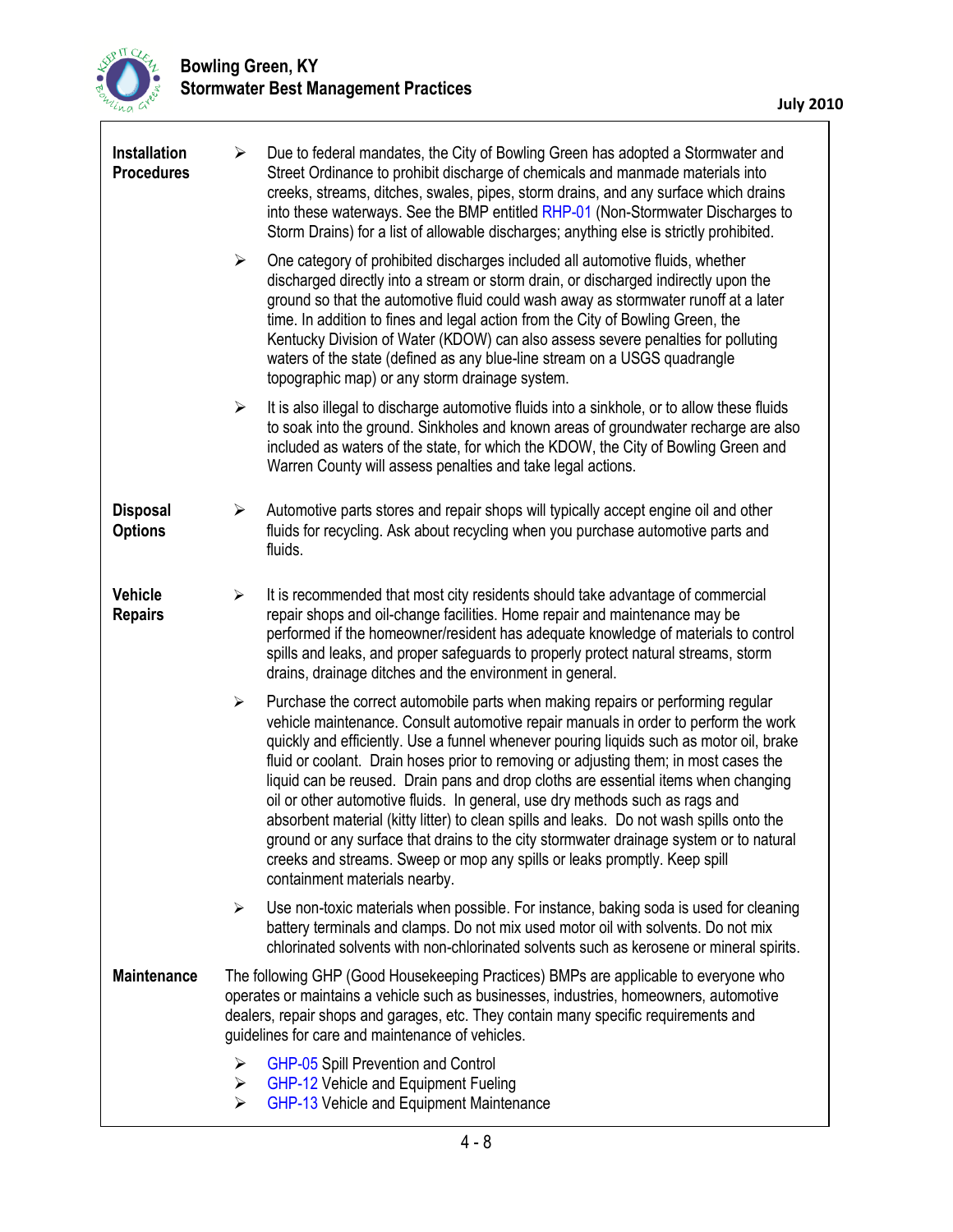**Installation Procedures**

- Due to federal mandates, the City of Bowling Green has adopted a Stormwater and Street Ordinance to prohibit discharge of chemicals and manmade materials into creeks, streams, ditches, swales, pipes, storm drains, and any surface which drains into these waterways. See the BMP entitled RHP-01 (Non-Stormwater Discharges to Storm Drains) for a list of allowable discharges; anything else is strictly prohibited.
- One category of prohibited discharges included all automotive fluids, whether discharged directly into a stream or storm drain, or discharged indirectly upon the ground so that the automotive fluid could wash away as stormwater runoff at a later time. In addition to fines and legal action from the City of Bowling Green, the Kentucky Division of Water (KDOW) can also assess severe penalties for polluting waters of the state (defined as any blue-line stream on a USGS quadrangle topographic map) or any storm drainage system.
- It is also illegal to discharge automotive fluids into a sinkhole, or to allow these fluids to soak into the ground. Sinkholes and known areas of groundwater recharge are also included as waters of the state, for which the KDOW, the City of Bowling Green and Warren County will assess penalties and take legal actions.

**Disposal Options**

- Automotive parts stores and repair shops will typically accept engine oil and other fluids for recycling. Ask about recycling when you purchase automotive parts and fluids.

**Vehicle Repairs**

- It is recommended that most city residents should take advantage of commercial repair shops and oil-change facilities. Home repair and maintenance may be performed if the homeowner/resident has adequate knowledge of materials to control spills and leaks, and proper safeguards to properly protect natural streams, storm drains, drainage ditches and the environment in general.
- Purchase the correct automobile parts when making repairs or performing regular vehicle maintenance. Consult automotive repair manuals in order to perform the work quickly and efficiently. Use a funnel whenever pouring liquids such as motor oil, brake fluid or coolant. Drain hoses prior to removing or adjusting them; in most cases the liquid can be reused. Drain pans and drop cloths are essential items when changing oil or other automotive fluids. In general, use dry methods such as rags and absorbent material (kitty litter) to clean spills and leaks. Do not wash spills onto the ground or any surface that drains to the city stormwater drainage system or to natural creeks and streams. Sweep or mop any spills or leaks promptly. Keep spill containment materials nearby.
- Use non-toxic materials when possible. For instance, baking soda is used for cleaning battery terminals and clamps. Do not mix used motor oil with solvents. Do not mix chlorinated solvents with non-chlorinated solvents such as kerosene or mineral spirits.

**Maintenance**

The following GHP (Good Housekeeping Practices) BMPs are applicable to everyone who operates or maintains a vehicle such as businesses, industries, homeowners, automotive dealers, repair shops and garages, etc. They contain many specific requirements and guidelines for care and maintenance of vehicles.

- GHP-05 Spill Prevention and Control
- GHP-12 Vehicle and Equipment Fueling
- GHP-13 Vehicle and Equipment Maintenance